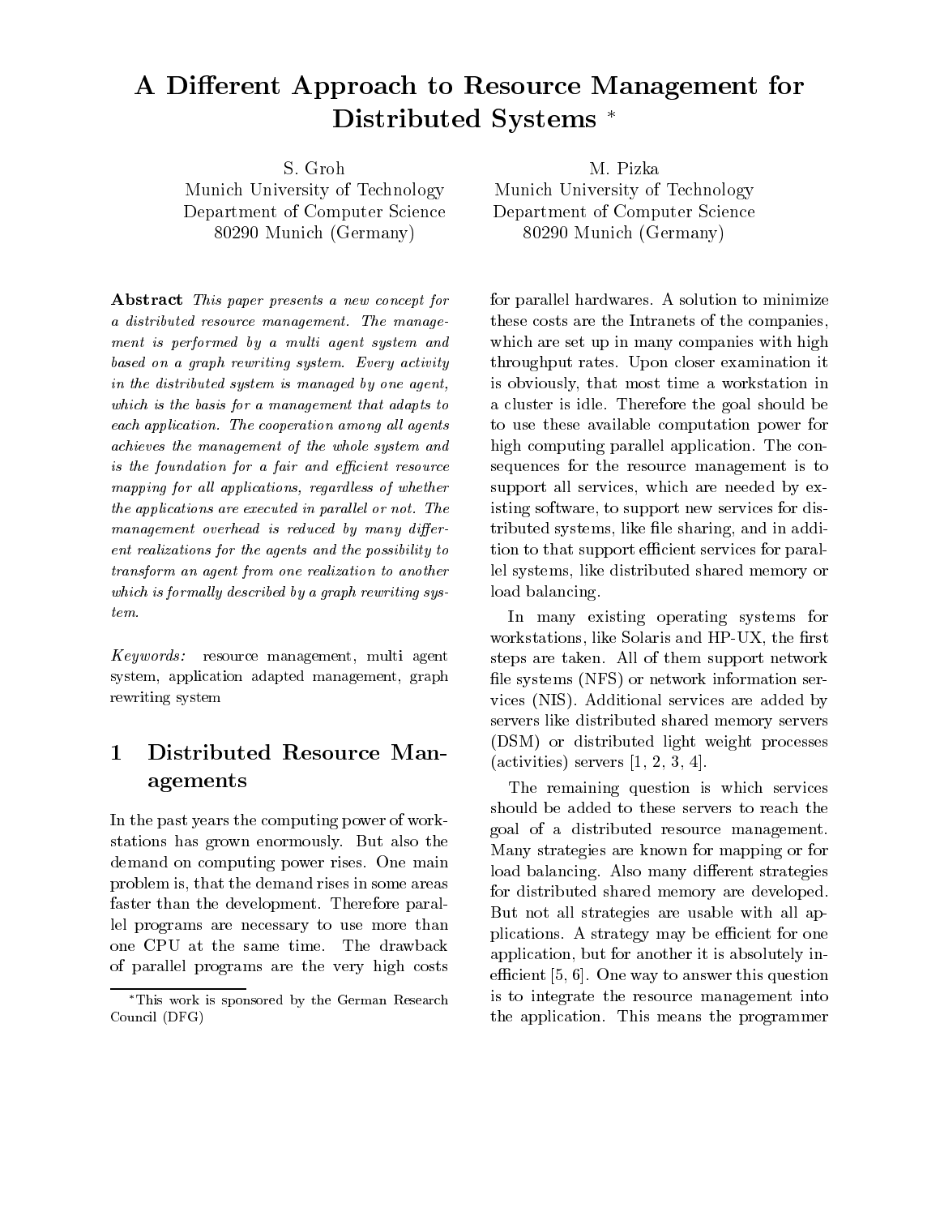# A Different Approach to Resource Management for Distributed Systems *

S. Groh
Munich University of Technology
Department of Computer Science
80290 Munich (Germany)

M. Pizka
Munich University of Technology
Department of Computer Science
80290 Munich (Germany)

**Abstract** *This paper presents a new concept for a distributed resource management. The management is performed by a multi agent system and based on a graph rewriting system. Every activity in the distributed system is managed by one agent, which is the basis for a management that adapts to each application. The cooperation among all agents achieves the management of the whole system and is the foundation for a fair and efficient resource mapping for all applications, regardless of whether the applications are executed in parallel or not. The management overhead is reduced by many different realizations for the agents and the possibility to transform an agent from one realization to another which is formally described by a graph rewriting system.*

*Keywords:* resource management, multi agent system, application adapted management, graph rewriting system

## 1 Distributed Resource Managements

In the past years the computing power of workstations has grown enormously. But also the demand on computing power rises. One main problem is, that the demand rises in some areas faster than the development. Therefore parallel programs are necessary to use more than one CPU at the same time. The drawback of parallel programs are the very high costs for parallel hardwares. A solution to minimize these costs are the Intranets of the companies, which are set up in many companies with high throughput rates. Upon closer examination it is obviously, that most time a workstation in a cluster is idle. Therefore the goal should be to use these available computation power for high computing parallel application. The consequences for the resource management is to support all services, which are needed by existing software, to support new services for distributed systems, like file sharing, and in addition to that support efficient services for parallel systems, like distributed shared memory or load balancing.

In many existing operating systems for workstations, like Solaris and HP-UX, the first steps are taken. All of them support network file systems (NFS) or network information services (NIS). Additional services are added by servers like distributed shared memory servers (DSM) or distributed light weight processes (activities) servers [1, 2, 3, 4].

The remaining question is which services should be added to these servers to reach the goal of a distributed resource management. Many strategies are known for mapping or for load balancing. Also many different strategies for distributed shared memory are developed. But not all strategies are usable with all applications. A strategy may be efficient for one application, but for another it is absolutely inefficient [5, 6]. One way to answer this question is to integrate the resource management into the application. This means the programmer

*This work is sponsored by the German Research Council (DFG)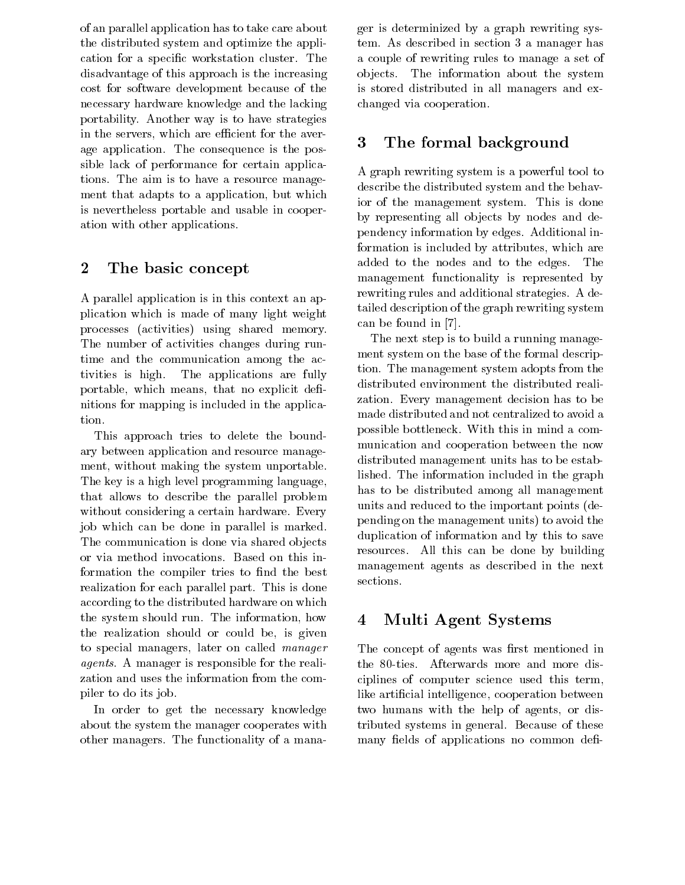of an parallel application has to take care about the distributed system and optimize the application for a specific workstation cluster. The disadvantage of this approach is the increasing cost for software development because of the necessary hardware knowledge and the lacking portability. Another way is to have strategies in the servers, which are efficient for the average application. The consequence is the possible lack of performance for certain applications. The aim is to have a resource management that adapts to a application, but which is nevertheless portable and usable in cooperation with other applications.

## 2 The basic concept

A parallel application is in this context an application which is made of many light weight processes (activities) using shared memory. The number of activities changes during runtime and the communication among the activities is high. The applications are fully portable, which means, that no explicit definitions for mapping is included in the application.

This approach tries to delete the boundary between application and resource management, without making the system unportable. The key is a high level programming language, that allows to describe the parallel problem without considering a certain hardware. Every job which can be done in parallel is marked. The communication is done via shared objects or via method invocations. Based on this information the compiler tries to find the best realization for each parallel part. This is done according to the distributed hardware on which the system should run. The information, how the realization should or could be, is given to special managers, later on called *manager agents*. A manager is responsible for the realization and uses the information from the compiler to do its job.

In order to get the necessary knowledge about the system the manager cooperates with other managers. The functionality of a manager is determinized by a graph rewriting system. As described in section 3 a manager has a couple of rewriting rules to manage a set of objects. The information about the system is stored distributed in all managers and exchanged via cooperation.

## 3 The formal background

A graph rewriting system is a powerful tool to describe the distributed system and the behavior of the management system. This is done by representing all objects by nodes and dependency information by edges. Additional information is included by attributes, which are added to the nodes and to the edges. The management functionality is represented by rewriting rules and additional strategies. A detailed description of the graph rewriting system can be found in [7].

The next step is to build a running management system on the base of the formal description. The management system adopts from the distributed environment the distributed realization. Every management decision has to be made distributed and not centralized to avoid a possible bottleneck. With this in mind a communication and cooperation between the now distributed management units has to be established. The information included in the graph has to be distributed among all management units and reduced to the important points (depending on the management units) to avoid the duplication of information and by this to save resources. All this can be done by building management agents as described in the next sections.

## 4 Multi Agent Systems

The concept of agents was first mentioned in the 80-ties. Afterwards more and more disciplines of computer science used this term, like artificial intelligence, cooperation between two humans with the help of agents, or distributed systems in general. Because of these many fields of applications no common defi-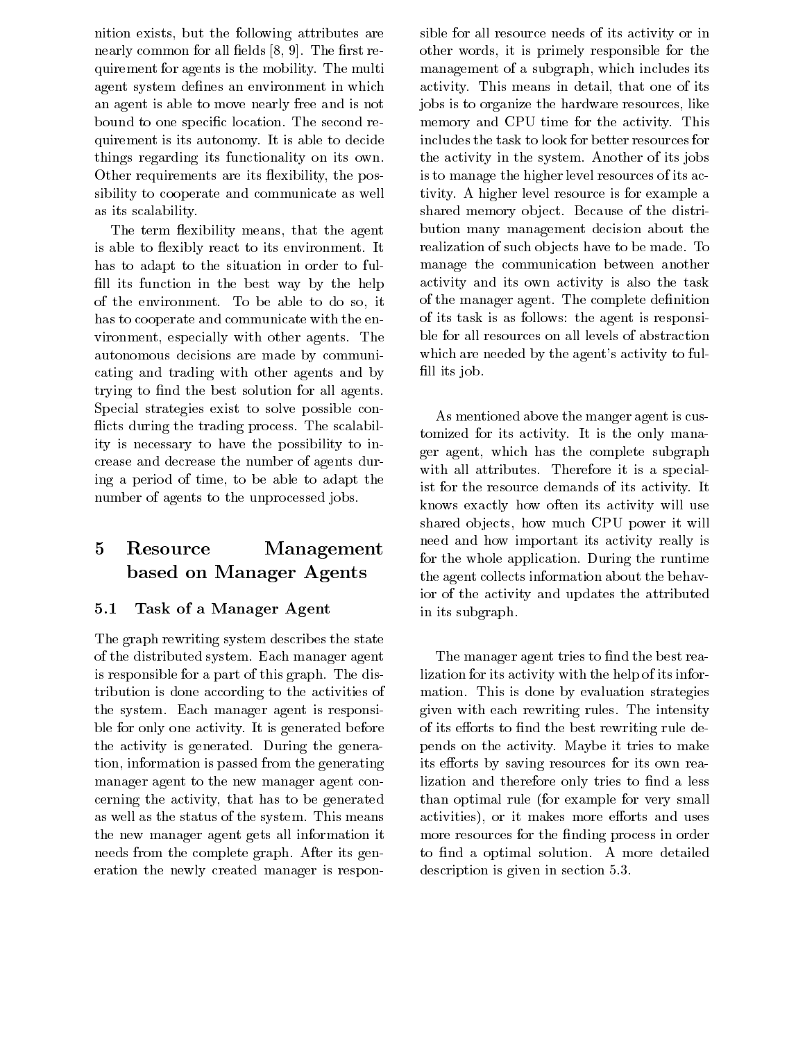nition exists, but the following attributes are nearly common for all fields [8, 9]. The first requirement for agents is the mobility. The multi agent system defines an environment in which an agent is able to move nearly free and is not bound to one specific location. The second requirement is its autonomy. It is able to decide things regarding its functionality on its own. Other requirements are its flexibility, the possibility to cooperate and communicate as well as its scalability.

The term flexibility means, that the agent is able to flexibly react to its environment. It has to adapt to the situation in order to fulfill its function in the best way by the help of the environment. To be able to do so, it has to cooperate and communicate with the environment, especially with other agents. The autonomous decisions are made by communicating and trading with other agents and by trying to find the best solution for all agents. Special strategies exist to solve possible conflicts during the trading process. The scalability is necessary to have the possibility to increase and decrease the number of agents during a period of time, to be able to adapt the number of agents to the unprocessed jobs.

## 5 Resource Management based on Manager Agents

### 5.1 Task of a Manager Agent

The graph rewriting system describes the state of the distributed system. Each manager agent is responsible for a part of this graph. The distribution is done according to the activities of the system. Each manager agent is responsible for only one activity. It is generated before the activity is generated. During the generation, information is passed from the generating manager agent to the new manager agent concerning the activity, that has to be generated as well as the status of the system. This means the new manager agent gets all information it needs from the complete graph. After its generation the newly created manager is responsible for all resource needs of its activity or in other words, it is primely responsible for the management of a subgraph, which includes its activity. This means in detail, that one of its jobs is to organize the hardware resources, like memory and CPU time for the activity. This includes the task to look for better resources for the activity in the system. Another of its jobs is to manage the higher level resources of its activity. A higher level resource is for example a shared memory object. Because of the distribution many management decision about the realization of such objects have to be made. To manage the communication between another activity and its own activity is also the task of the manager agent. The complete definition of its task is as follows: the agent is responsible for all resources on all levels of abstraction which are needed by the agent's activity to fulfill its job.

As mentioned above the manger agent is customized for its activity. It is the only manager agent, which has the complete subgraph with all attributes. Therefore it is a specialist for the resource demands of its activity. It knows exactly how often its activity will use shared objects, how much CPU power it will need and how important its activity really is for the whole application. During the runtime the agent collects information about the behavior of the activity and updates the attributed in its subgraph.

The manager agent tries to find the best realization for its activity with the help of its information. This is done by evaluation strategies given with each rewriting rules. The intensity of its efforts to find the best rewriting rule depends on the activity. Maybe it tries to make its efforts by saving resources for its own realization and therefore only tries to find a less than optimal rule (for example for very small activities), or it makes more efforts and uses more resources for the finding process in order to find a optimal solution. A more detailed description is given in section 5.3.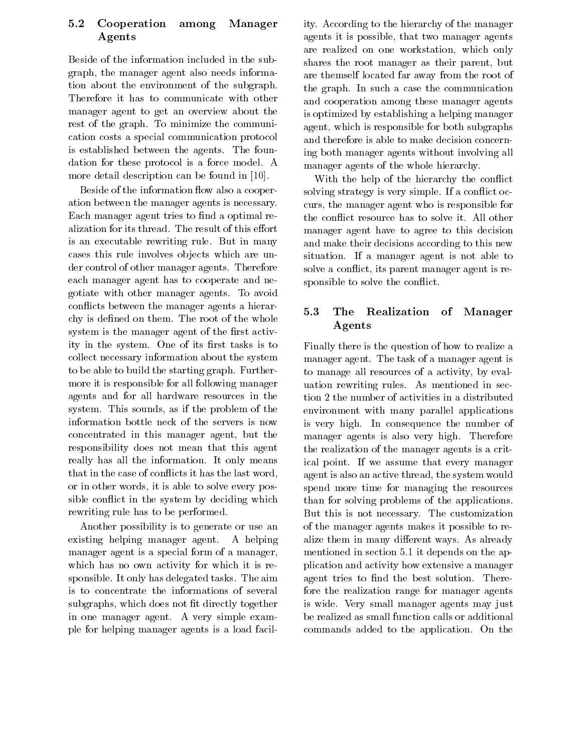### 5.2 Cooperation among Manager Agents

Beside of the information included in the subgraph, the manager agent also needs information about the environment of the subgraph. Therefore it has to communicate with other manager agent to get an overview about the rest of the graph. To minimize the communication costs a special communication protocol is established between the agents. The foundation for these protocol is a force model. A more detail description can be found in [10].

Beside of the information flow also a cooperation between the manager agents is necessary. Each manager agent tries to find a optimal realization for its thread. The result of this effort is an executable rewriting rule. But in many cases this rule involves objects which are under control of other manager agents. Therefore each manager agent has to cooperate and negotiate with other manager agents. To avoid conflicts between the manager agents a hierarchy is defined on them. The root of the whole system is the manager agent of the first activity in the system. One of its first tasks is to collect necessary information about the system to be able to build the starting graph. Furthermore it is responsible for all following manager agents and for all hardware resources in the system. This sounds, as if the problem of the information bottle neck of the servers is now concentrated in this manager agent, but the responsibility does not mean that this agent really has all the information. It only means that in the case of conflicts it has the last word, or in other words, it is able to solve every possible conflict in the system by deciding which rewriting rule has to be performed.

Another possibility is to generate or use an existing helping manager agent. A helping manager agent is a special form of a manager, which has no own activity for which it is responsible. It only has delegated tasks. The aim is to concentrate the informations of several subgraphs, which does not fit directly together in one manager agent. A very simple example for helping manager agents is a load facility. According to the hierarchy of the manager agents it is possible, that two manager agents are realized on one workstation, which only shares the root manager as their parent, but are themself located far away from the root of the graph. In such a case the communication and cooperation among these manager agents is optimized by establishing a helping manager agent, which is responsible for both subgraphs and therefore is able to make decision concerning both manager agents without involving all manager agents of the whole hierarchy.

With the help of the hierarchy the conflict solving strategy is very simple. If a conflict occurs, the manager agent who is responsible for the conflict resource has to solve it. All other manager agent have to agree to this decision and make their decisions according to this new situation. If a manager agent is not able to solve a conflict, its parent manager agent is responsible to solve the conflict.

### 5.3 The Realization of Manager Agents

Finally there is the question of how to realize a manager agent. The task of a manager agent is to manage all resources of a activity, by evaluation rewriting rules. As mentioned in section 2 the number of activities in a distributed environment with many parallel applications is very high. In consequence the number of manager agents is also very high. Therefore the realization of the manager agents is a critical point. If we assume that every manager agent is also an active thread, the system would spend more time for managing the resources than for solving problems of the applications. But this is not necessary. The customization of the manager agents makes it possible to realize them in many different ways. As already mentioned in section 5.1 it depends on the application and activity how extensive a manager agent tries to find the best solution. Therefore the realization range for manager agents is wide. Very small manager agents may just be realized as small function calls or additional commands added to the application. On the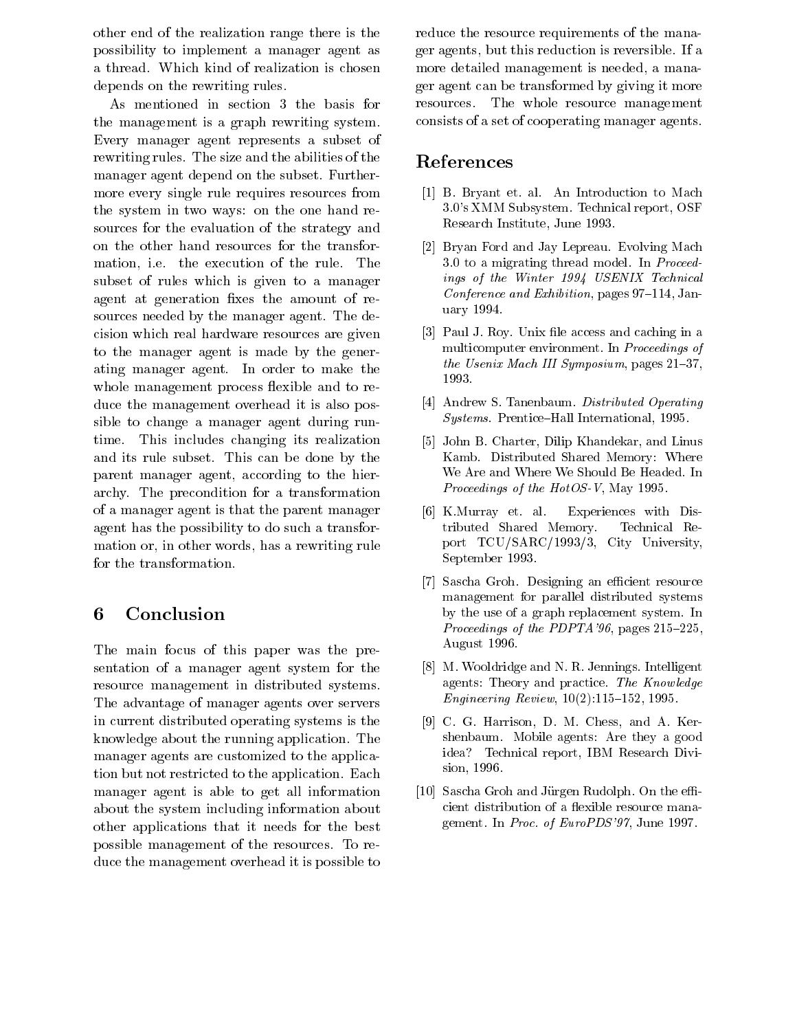other end of the realization range there is the possibility to implement a manager agent as a thread. Which kind of realization is chosen depends on the rewriting rules.

As mentioned in section 3 the basis for the management is a graph rewriting system. Every manager agent represents a subset of rewriting rules. The size and the abilities of the manager agent depend on the subset. Furthermore every single rule requires resources from the system in two ways: on the one hand resources for the evaluation of the strategy and on the other hand resources for the transformation, i.e. the execution of the rule. The subset of rules which is given to a manager agent at generation fixes the amount of resources needed by the manager agent. The decision which real hardware resources are given to the manager agent is made by the generating manager agent. In order to make the whole management process flexible and to reduce the management overhead it is also possible to change a manager agent during runtime. This includes changing its realization and its rule subset. This can be done by the parent manager agent, according to the hierarchy. The precondition for a transformation of a manager agent is that the parent manager agent has the possibility to do such a transformation or, in other words, has a rewriting rule for the transformation.

# 6 Conclusion

The main focus of this paper was the presentation of a manager agent system for the resource management in distributed systems. The advantage of manager agents over servers in current distributed operating systems is the knowledge about the running application. The manager agents are customized to the application but not restricted to the application. Each manager agent is able to get all information about the system including information about other applications that it needs for the best possible management of the resources. To reduce the management overhead it is possible to reduce the resource requirements of the manager agents, but this reduction is reversible. If a more detailed management is needed, a manager agent can be transformed by giving it more resources. The whole resource management consists of a set of cooperating manager agents.

# References

[1] B. Bryant et. al. An Introduction to Mach 3.0's XMM Subsystem. Technical report, OSF Research Institute, June 1993.

[2] Bryan Ford and Jay Lepreau. Evolving Mach 3.0 to a migrating thread model. In *Proceedings of the Winter 1994 USENIX Technical Conference and Exhibition*, pages 97–114, January 1994.

[3] Paul J. Roy. Unix file access and caching in a multicomputer environment. In *Proceedings of the Usenix Mach III Symposium*, pages 21–37, 1993.

[4] Andrew S. Tanenbaum. *Distributed Operating Systems*. Prentice–Hall International, 1995.

[5] John B. Charter, Dilip Khandekar, and Linus Kamb. Distributed Shared Memory: Where We Are and Where We Should Be Headed. In *Proceedings of the HotOS-V*, May 1995.

[6] K.Murray et. al. Experiences with Distributed Shared Memory. Technical Report TCU/SARC/1993/3, City University, September 1993.

[7] Sascha Groh. Designing an efficient resource management for parallel distributed systems by the use of a graph replacement system. In *Proceedings of the PDPTA'96*, pages 215–225, August 1996.

[8] M. Wooldridge and N. R. Jennings. Intelligent agents: Theory and practice. *The Knowledge Engineering Review*, 10(2):115–152, 1995.

[9] C. G. Harrison, D. M. Chess, and A. Kershenbaum. Mobile agents: Are they a good idea? Technical report, IBM Research Division, 1996.

[10] Sascha Groh and Jürgen Rudolph. On the efficient distribution of a flexible resource management. In *Proc. of EuroPDS'97*, June 1997.